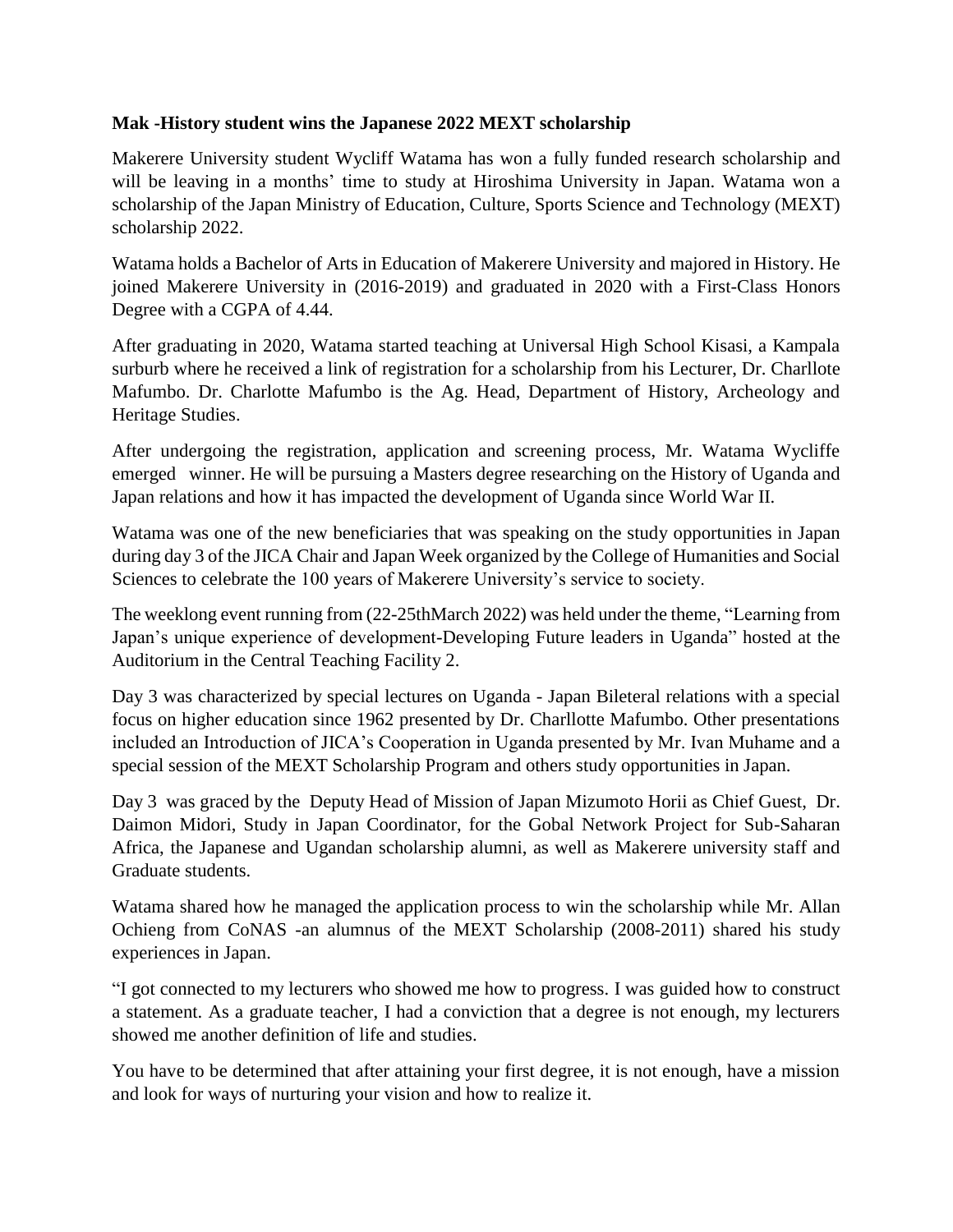**Mak -History student wins the Japanese 2022 MEXT scholarship**

Makerere University student Wycliff Watama has won a fully funded research scholarship and will be leaving in a months' time to study at Hiroshima University in Japan. Watama won a scholarship of the Japan Ministry of Education, Culture, Sports Science and Technology (MEXT) scholarship 2022.

Watama holds a Bachelor of Arts in Education of Makerere University and majored in History. He joined Makerere University in (2016-2019) and graduated in 2020 with a First-Class Honors Degree with a CGPA of 4.44.

After graduating in 2020, Watama started teaching at Universal High School Kisasi, a Kampala surburb where he received a link of registration for a scholarship from his Lecturer, Dr. Charllote Mafumbo. Dr. Charlotte Mafumbo is the Ag. Head, Department of History, Archeology and Heritage Studies.

After undergoing the registration, application and screening process, Mr. Watama Wycliffe emerged winner. He will be pursuing a Masters degree researching on the History of Uganda and Japan relations and how it has impacted the development of Uganda since World War II.

Watama was one of the new beneficiaries that was speaking on the study opportunities in Japan during day 3 of the JICA Chair and Japan Week organized by the College of Humanities and Social Sciences to celebrate the 100 years of Makerere University's service to society.

The weeklong event running from (22-25thMarch 2022) was held under the theme, "Learning from Japan's unique experience of development-Developing Future leaders in Uganda" hosted at the Auditorium in the Central Teaching Facility 2.

Day 3 was characterized by special lectures on Uganda - Japan Bileteral relations with a special focus on higher education since 1962 presented by Dr. Charllotte Mafumbo. Other presentations included an Introduction of JICA's Cooperation in Uganda presented by Mr. Ivan Muhame and a special session of the MEXT Scholarship Program and others study opportunities in Japan.

Day 3 was graced by the Deputy Head of Mission of Japan Mizumoto Horii as Chief Guest, Dr. Daimon Midori, Study in Japan Coordinator, for the Gobal Network Project for Sub-Saharan Africa, the Japanese and Ugandan scholarship alumni, as well as Makerere university staff and Graduate students.

Watama shared how he managed the application process to win the scholarship while Mr. Allan Ochieng from CoNAS -an alumnus of the MEXT Scholarship (2008-2011) shared his study experiences in Japan.

"I got connected to my lecturers who showed me how to progress. I was guided how to construct a statement. As a graduate teacher, I had a conviction that a degree is not enough, my lecturers showed me another definition of life and studies.

You have to be determined that after attaining your first degree, it is not enough, have a mission and look for ways of nurturing your vision and how to realize it.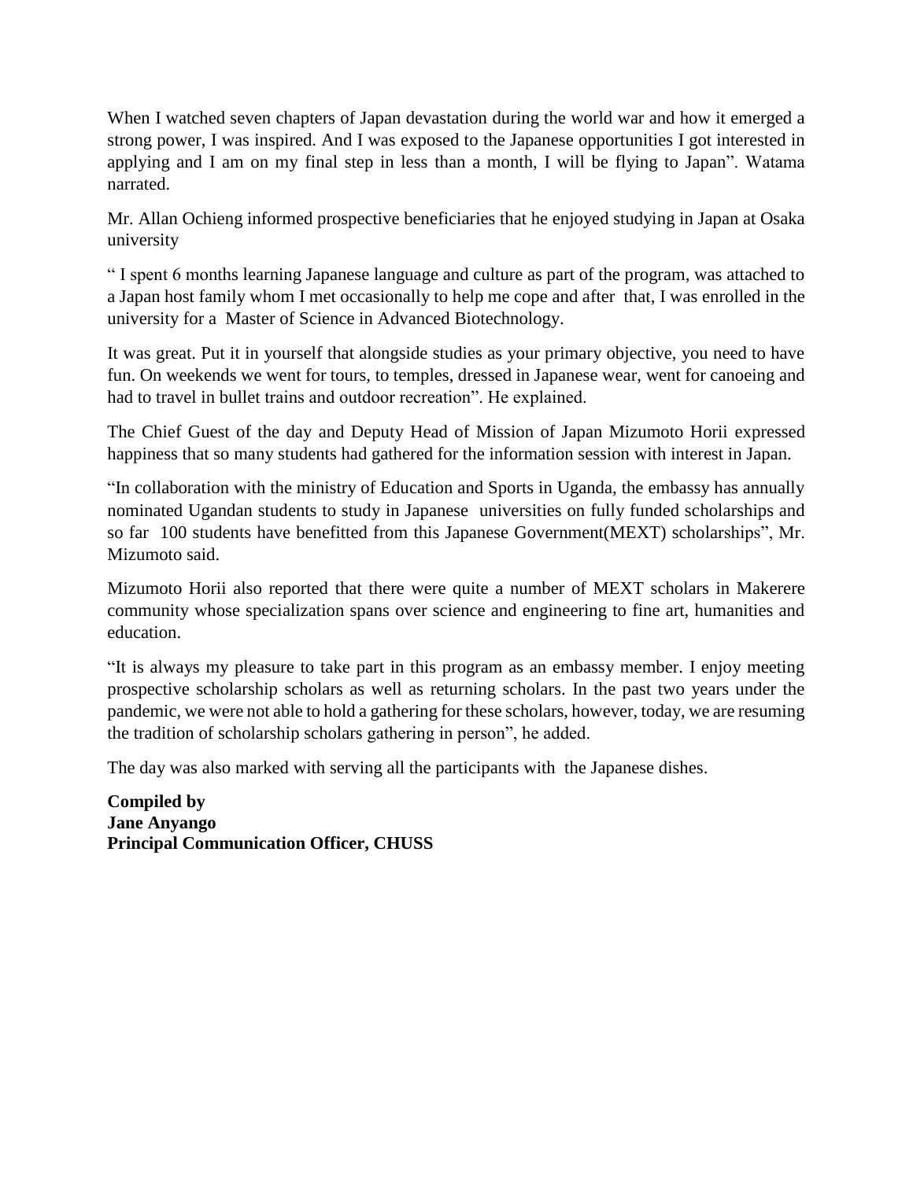When I watched seven chapters of Japan devastation during the world war and how it emerged a strong power, I was inspired. And I was exposed to the Japanese opportunities I got interested in applying and I am on my final step in less than a month, I will be flying to Japan". Watama narrated.

Mr. Allan Ochieng informed prospective beneficiaries that he enjoyed studying in Japan at Osaka university

" I spent 6 months learning Japanese language and culture as part of the program, was attached to a Japan host family whom I met occasionally to help me cope and after that, I was enrolled in the university for a Master of Science in Advanced Biotechnology.

It was great. Put it in yourself that alongside studies as your primary objective, you need to have fun. On weekends we went for tours, to temples, dressed in Japanese wear, went for canoeing and had to travel in bullet trains and outdoor recreation". He explained.

The Chief Guest of the day and Deputy Head of Mission of Japan Mizumoto Horii expressed happiness that so many students had gathered for the information session with interest in Japan.

"In collaboration with the ministry of Education and Sports in Uganda, the embassy has annually nominated Ugandan students to study in Japanese universities on fully funded scholarships and so far 100 students have benefitted from this Japanese Government(MEXT) scholarships", Mr. Mizumoto said.

Mizumoto Horii also reported that there were quite a number of MEXT scholars in Makerere community whose specialization spans over science and engineering to fine art, humanities and education.

"It is always my pleasure to take part in this program as an embassy member. I enjoy meeting prospective scholarship scholars as well as returning scholars. In the past two years under the pandemic, we were not able to hold a gathering for these scholars, however, today, we are resuming the tradition of scholarship scholars gathering in person", he added.

The day was also marked with serving all the participants with the Japanese dishes.

**Compiled by**
**Jane Anyango**
**Principal Communication Officer, CHUSS**